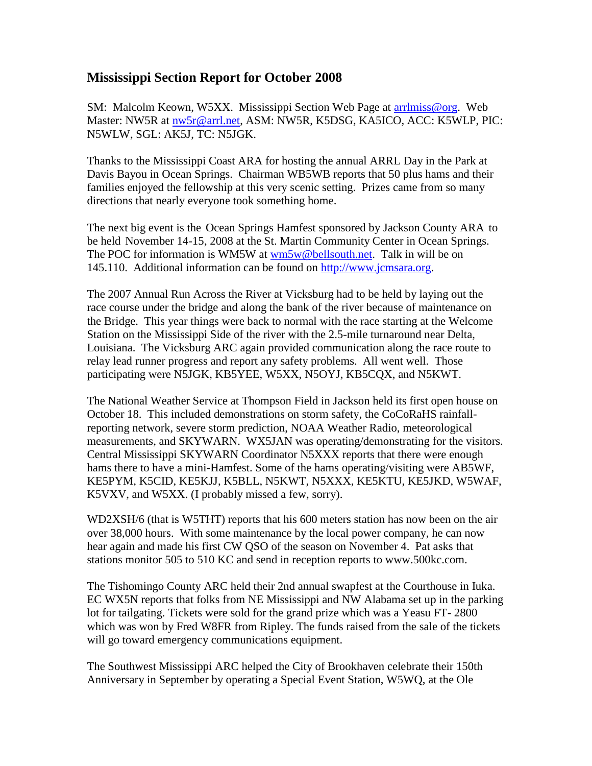## Mississippi Section Report for October 2008

SM: Malcolm Keown, W5XX. Mississippi Section Web Page at arrlmiss@org. Web Master: NW5R at nw5r@arrl.net, ASM: NW5R, K5DSG, KA5ICO, ACC: K5WLP, PIC: N5WLW, SGL: AK5J, TC: N5JGK.

Thanks to the Mississippi Coast ARA for hosting the annual ARRL Day in the Park at Davis Bayou in Ocean Springs. Chairman WB5WB reports that 50 plus hams and their families enjoyed the fellowship at this very scenic setting. Prizes came from so many directions that nearly everyone took something home.

The next big event is the Ocean Springs Hamfest sponsored by Jackson County ARA to be held November 14-15, 2008 at the St. Martin Community Center in Ocean Springs. The POC for information is WM5W at wm5w@bellsouth.net. Talk in will be on 145.110. Additional information can be found on http://www.jcmsara.org.

The 2007 Annual Run Across the River at Vicksburg had to be held by laying out the race course under the bridge and along the bank of the river because of maintenance on the Bridge. This year things were back to normal with the race starting at the Welcome Station on the Mississippi Side of the river with the 2.5-mile turnaround near Delta, Louisiana. The Vicksburg ARC again provided communication along the race route to relay lead runner progress and report any safety problems. All went well. Those participating were N5JGK, KB5YEE, W5XX, N5OYJ, KB5CQX, and N5KWT.

The National Weather Service at Thompson Field in Jackson held its first open house on October 18. This included demonstrations on storm safety, the CoCoRaHS rainfall-reporting network, severe storm prediction, NOAA Weather Radio, meteorological measurements, and SKYWARN. WX5JAN was operating/demonstrating for the visitors. Central Mississippi SKYWARN Coordinator N5XXX reports that there were enough hams there to have a mini-Hamfest. Some of the hams operating/visiting were AB5WF, KE5PYM, K5CID, KE5KJJ, K5BLL, N5KWT, N5XXX, KE5KTU, KE5JKD, W5WAF, K5VXV, and W5XX. (I probably missed a few, sorry).

WD2XSH/6 (that is W5THT) reports that his 600 meters station has now been on the air over 38,000 hours. With some maintenance by the local power company, he can now hear again and made his first CW QSO of the season on November 4. Pat asks that stations monitor 505 to 510 KC and send in reception reports to www.500kc.com.

The Tishomingo County ARC held their 2nd annual swapfest at the Courthouse in Iuka. EC WX5N reports that folks from NE Mississippi and NW Alabama set up in the parking lot for tailgating. Tickets were sold for the grand prize which was a Yeasu FT- 2800 which was won by Fred W8FR from Ripley. The funds raised from the sale of the tickets will go toward emergency communications equipment.

The Southwest Mississippi ARC helped the City of Brookhaven celebrate their 150th Anniversary in September by operating a Special Event Station, W5WQ, at the Ole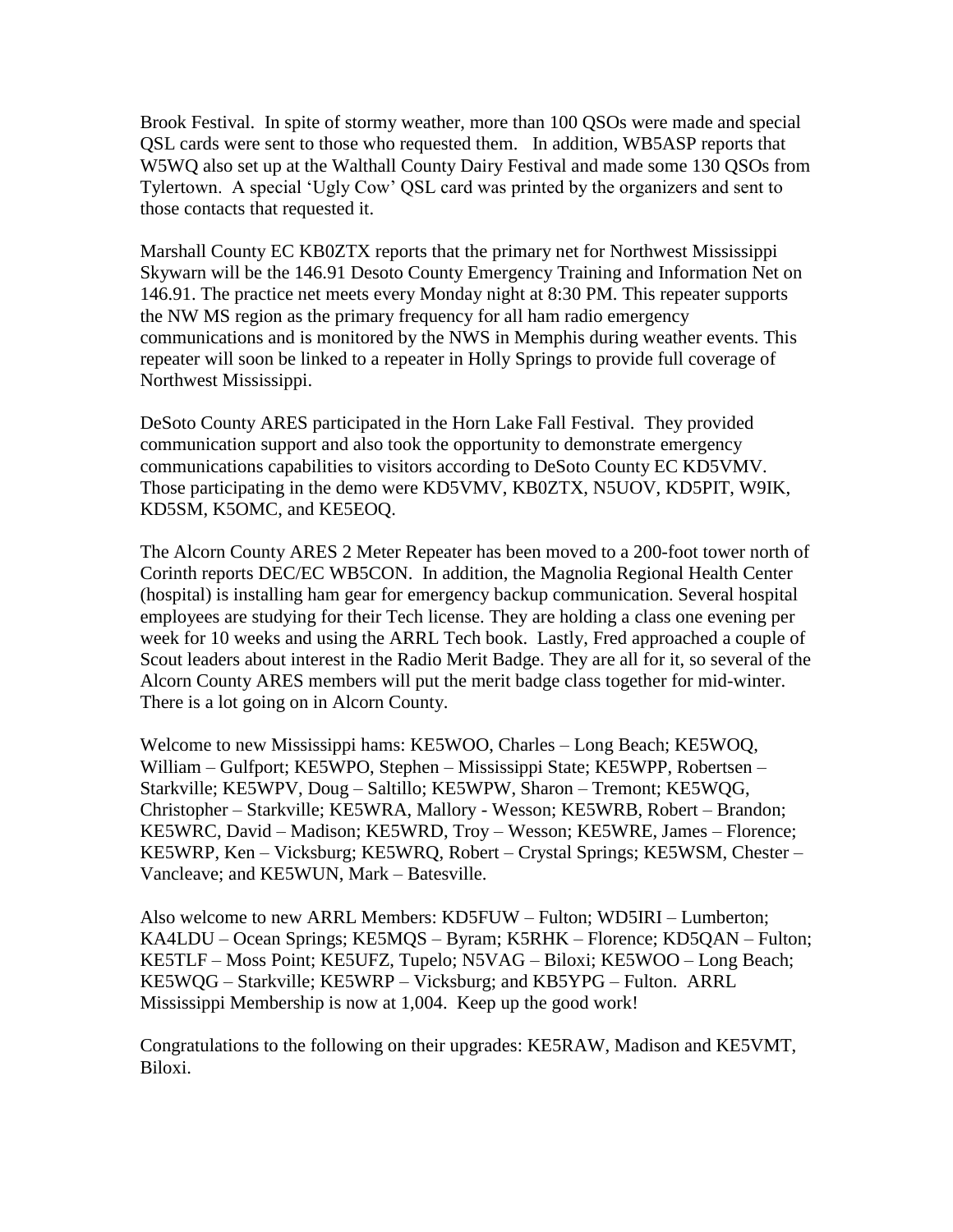Brook Festival. In spite of stormy weather, more than 100 QSOs were made and special QSL cards were sent to those who requested them. In addition, WB5ASP reports that W5WQ also set up at the Walthall County Dairy Festival and made some 130 QSOs from Tylertown. A special 'Ugly Cow' QSL card was printed by the organizers and sent to those contacts that requested it.

Marshall County EC KB0ZTX reports that the primary net for Northwest Mississippi Skywarn will be the 146.91 Desoto County Emergency Training and Information Net on 146.91. The practice net meets every Monday night at 8:30 PM. This repeater supports the NW MS region as the primary frequency for all ham radio emergency communications and is monitored by the NWS in Memphis during weather events. This repeater will soon be linked to a repeater in Holly Springs to provide full coverage of Northwest Mississippi.

DeSoto County ARES participated in the Horn Lake Fall Festival. They provided communication support and also took the opportunity to demonstrate emergency communications capabilities to visitors according to DeSoto County EC KD5VMV. Those participating in the demo were KD5VMV, KB0ZTX, N5UOV, KD5PIT, W9IK, KD5SM, K5OMC, and KE5EOQ.

The Alcorn County ARES 2 Meter Repeater has been moved to a 200-foot tower north of Corinth reports DEC/EC WB5CON. In addition, the Magnolia Regional Health Center (hospital) is installing ham gear for emergency backup communication. Several hospital employees are studying for their Tech license. They are holding a class one evening per week for 10 weeks and using the ARRL Tech book. Lastly, Fred approached a couple of Scout leaders about interest in the Radio Merit Badge. They are all for it, so several of the Alcorn County ARES members will put the merit badge class together for mid-winter. There is a lot going on in Alcorn County.

Welcome to new Mississippi hams: KE5WOO, Charles – Long Beach; KE5WOQ, William – Gulfport; KE5WPO, Stephen – Mississippi State; KE5WPP, Robertsen – Starkville; KE5WPV, Doug – Saltillo; KE5WPW, Sharon – Tremont; KE5WQG, Christopher – Starkville; KE5WRA, Mallory - Wesson; KE5WRB, Robert – Brandon; KE5WRC, David – Madison; KE5WRD, Troy – Wesson; KE5WRE, James – Florence; KE5WRP, Ken – Vicksburg; KE5WRQ, Robert – Crystal Springs; KE5WSM, Chester – Vancleave; and KE5WUN, Mark – Batesville.

Also welcome to new ARRL Members: KD5FUW – Fulton; WD5IRI – Lumberton; KA4LDU – Ocean Springs; KE5MQS – Byram; K5RHK – Florence; KD5QAN – Fulton; KE5TLF – Moss Point; KE5UFZ, Tupelo; N5VAG – Biloxi; KE5WOO – Long Beach; KE5WQG – Starkville; KE5WRP – Vicksburg; and KB5YPG – Fulton. ARRL Mississippi Membership is now at 1,004. Keep up the good work!

Congratulations to the following on their upgrades: KE5RAW, Madison and KE5VMT, Biloxi.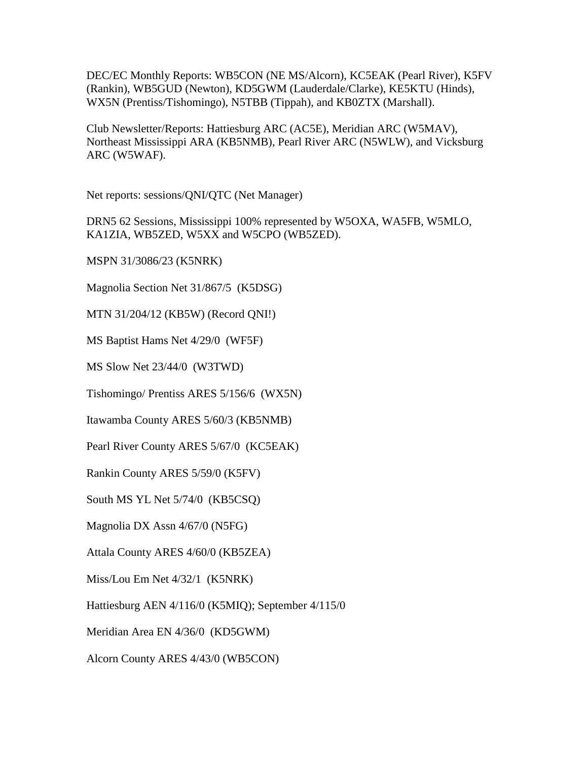DEC/EC Monthly Reports: WB5CON (NE MS/Alcorn), KC5EAK (Pearl River), K5FV (Rankin), WB5GUD (Newton), KD5GWM (Lauderdale/Clarke), KE5KTU (Hinds), WX5N (Prentiss/Tishomingo), N5TBB (Tippah), and KB0ZTX (Marshall).

Club Newsletter/Reports: Hattiesburg ARC (AC5E), Meridian ARC (W5MAV), Northeast Mississippi ARA (KB5NMB), Pearl River ARC (N5WLW), and Vicksburg ARC (W5WAF).

Net reports: sessions/QNI/QTC (Net Manager)

DRN5 62 Sessions, Mississippi 100% represented by W5OXA, WA5FB, W5MLO, KA1ZIA, WB5ZED, W5XX and W5CPO (WB5ZED).

MSPN 31/3086/23 (K5NRK)

Magnolia Section Net 31/867/5 (K5DSG)

MTN 31/204/12 (KB5W) (Record QNI!)

MS Baptist Hams Net 4/29/0 (WF5F)

MS Slow Net 23/44/0 (W3TWD)

Tishomingo/ Prentiss ARES 5/156/6 (WX5N)

Itawamba County ARES 5/60/3 (KB5NMB)

Pearl River County ARES 5/67/0 (KC5EAK)

Rankin County ARES 5/59/0 (K5FV)

South MS YL Net 5/74/0 (KB5CSQ)

Magnolia DX Assn 4/67/0 (N5FG)

Attala County ARES 4/60/0 (KB5ZEA)

Miss/Lou Em Net 4/32/1 (K5NRK)

Hattiesburg AEN 4/116/0 (K5MIQ); September 4/115/0

Meridian Area EN 4/36/0 (KD5GWM)

Alcorn County ARES 4/43/0 (WB5CON)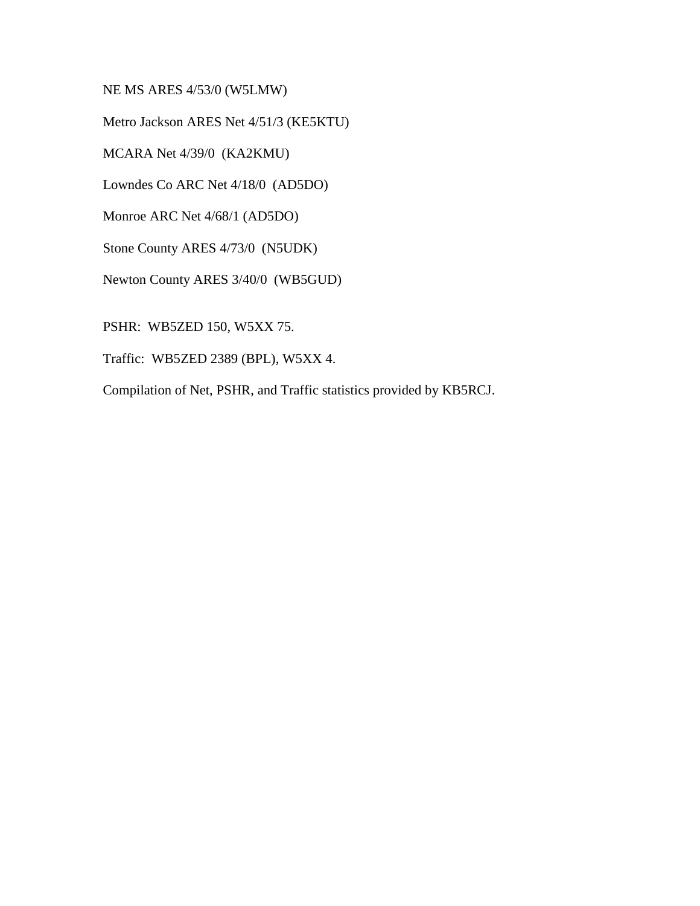NE MS ARES 4/53/0 (W5LMW)

Metro Jackson ARES Net 4/51/3 (KE5KTU)

MCARA Net 4/39/0 (KA2KMU)

Lowndes Co ARC Net 4/18/0 (AD5DO)

Monroe ARC Net 4/68/1 (AD5DO)

Stone County ARES 4/73/0 (N5UDK)

Newton County ARES 3/40/0 (WB5GUD)

PSHR: WB5ZED 150, W5XX 75.

Traffic: WB5ZED 2389 (BPL), W5XX 4.

Compilation of Net, PSHR, and Traffic statistics provided by KB5RCJ.